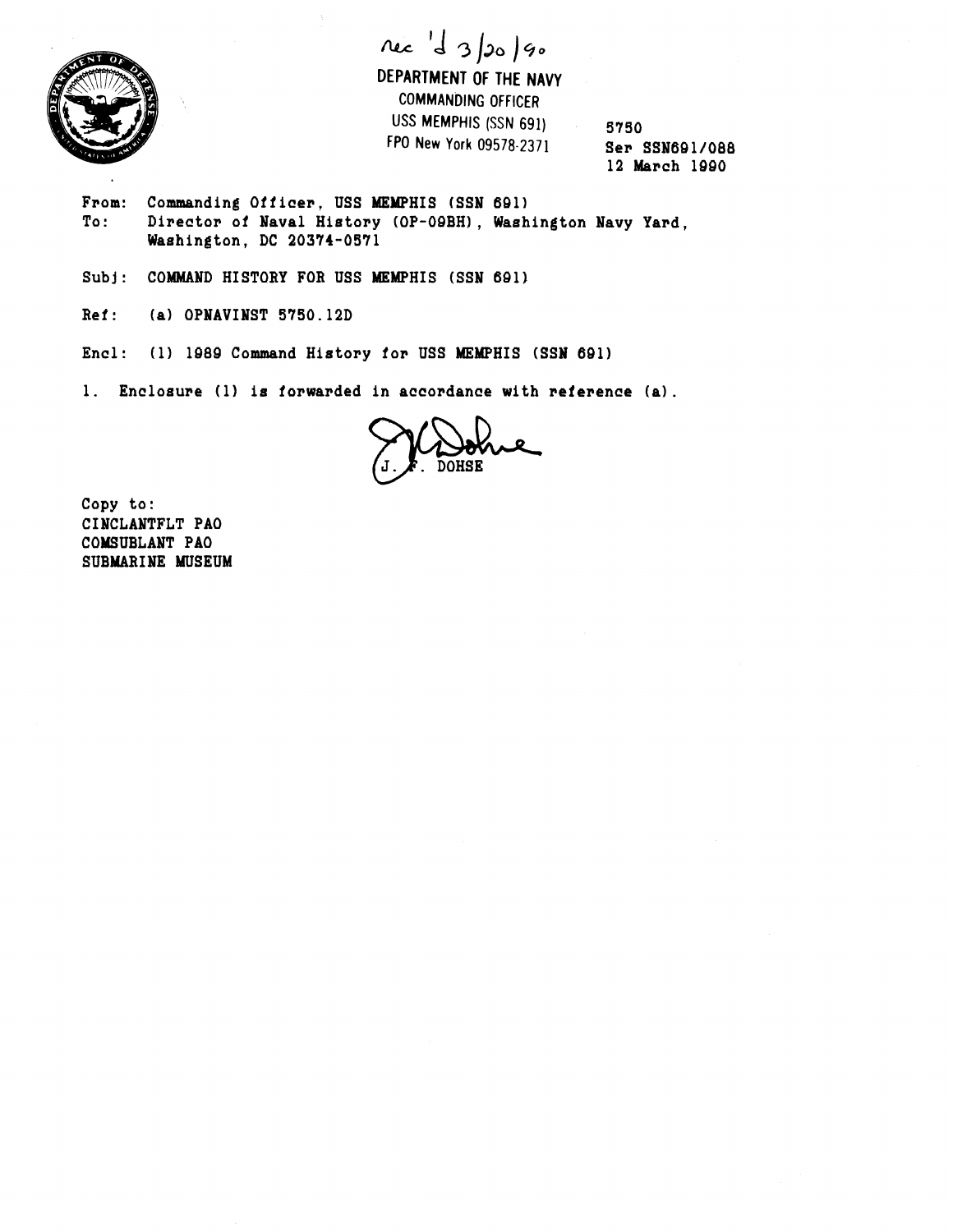rec 'd 3/20/90

DEPARTMENT OF THE NAVY
COMMANDING OFFICER
USS MEMPHIS (SSN 691)
FPO New York 09578-2371

5750
Ser SSN691/088
12 March 1990

From: Commanding Officer, USS MEMPHIS (SSN 691)
To: Director of Naval History (OP-09BH), Washington Navy Yard, Washington, DC 20374-0571

Subj: COMMAND HISTORY FOR USS MEMPHIS (SSN 691)

Ref: (a) OPNAVINST 5750.12D

Encl: (1) 1989 Command History for USS MEMPHIS (SSN 691)

1. Enclosure (1) is forwarded in accordance with reference (a).

J. F. DOHSE

Copy to:
CINCLANTFLT PAO
COMSUBLANT PAO
SUBMARINE MUSEUM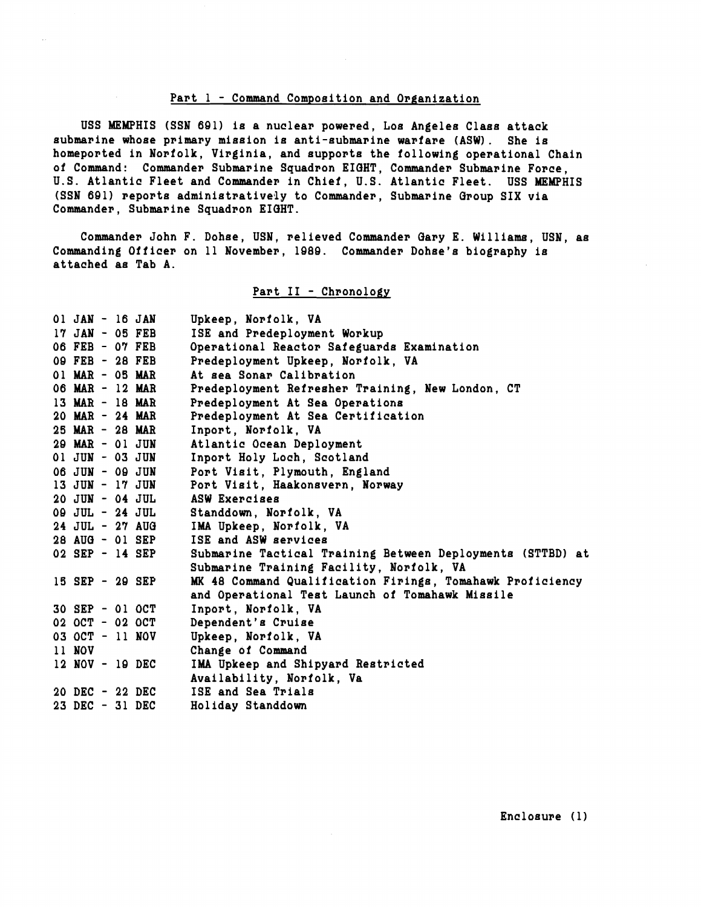## Part 1 - Command Composition and Organization

USS MEMPHIS (SSN 691) is a nuclear powered, Los Angeles Class attack submarine whose primary mission is anti-submarine warfare (ASW). She is homeported in Norfolk, Virginia, and supports the following operational Chain of Command: Commander Submarine Squadron EIGHT, Commander Submarine Force, U.S. Atlantic Fleet and Commander in Chief, U.S. Atlantic Fleet. USS MEMPHIS (SSN 691) reports administratively to Commander, Submarine Group SIX via Commander, Submarine Squadron EIGHT.

Commander John F. Dohse, USN, relieved Commander Gary E. Williams, USN, as Commanding Officer on 11 November, 1989. Commander Dohse's biography is attached as Tab A.

## Part II - Chronology

| | |
|---|---|
| 01 JAN - 16 JAN | Upkeep, Norfolk, VA |
| 17 JAN - 05 FEB | ISE and Predeployment Workup |
| 06 FEB - 07 FEB | Operational Reactor Safeguards Examination |
| 09 FEB - 28 FEB | Predeployment Upkeep, Norfolk, VA |
| 01 MAR - 05 MAR | At sea Sonar Calibration |
| 06 MAR - 12 MAR | Predeployment Refresher Training, New London, CT |
| 13 MAR - 18 MAR | Predeployment At Sea Operations |
| 20 MAR - 24 MAR | Predeployment At Sea Certification |
| 25 MAR - 28 MAR | Inport, Norfolk, VA |
| 29 MAR - 01 JUN | Atlantic Ocean Deployment |
| 01 JUN - 03 JUN | Inport Holy Loch, Scotland |
| 06 JUN - 09 JUN | Port Visit, Plymouth, England |
| 13 JUN - 17 JUN | Port Visit, Haakonsvern, Norway |
| 20 JUN - 04 JUL | ASW Exercises |
| 09 JUL - 24 JUL | Standdown, Norfolk, VA |
| 24 JUL - 27 AUG | IMA Upkeep, Norfolk, VA |
| 28 AUG - 01 SEP | ISE and ASW services |
| 02 SEP - 14 SEP | Submarine Tactical Training Between Deployments (STTBD) at Submarine Training Facility, Norfolk, VA |
| 15 SEP - 29 SEP | MK 48 Command Qualification Firings, Tomahawk Proficiency and Operational Test Launch of Tomahawk Missile |
| 30 SEP - 01 OCT | Inport, Norfolk, VA |
| 02 OCT - 02 OCT | Dependent's Cruise |
| 03 OCT - 11 NOV | Upkeep, Norfolk, VA |
| 11 NOV | Change of Command |
| 12 NOV - 19 DEC | IMA Upkeep and Shipyard Restricted Availability, Norfolk, Va |
| 20 DEC - 22 DEC | ISE and Sea Trials |
| 23 DEC - 31 DEC | Holiday Standdown |

Enclosure (1)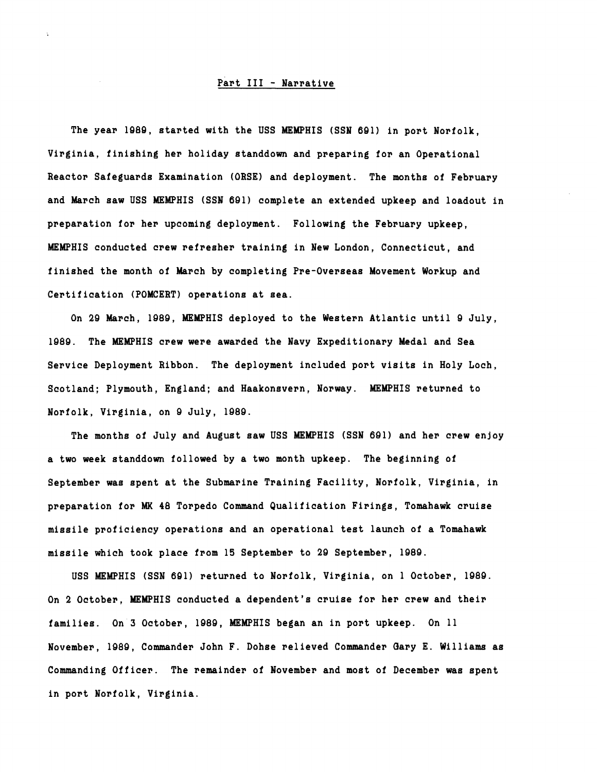## Part III - Narrative

The year 1989, started with the USS MEMPHIS (SSN 691) in port Norfolk, Virginia, finishing her holiday standdown and preparing for an Operational Reactor Safeguards Examination (ORSE) and deployment. The months of February and March saw USS MEMPHIS (SSN 691) complete an extended upkeep and loadout in preparation for her upcoming deployment. Following the February upkeep, MEMPHIS conducted crew refresher training in New London, Connecticut, and finished the month of March by completing Pre-Overseas Movement Workup and Certification (POMCERT) operations at sea.

On 29 March, 1989, MEMPHIS deployed to the Western Atlantic until 9 July, 1989. The MEMPHIS crew were awarded the Navy Expeditionary Medal and Sea Service Deployment Ribbon. The deployment included port visits in Holy Loch, Scotland; Plymouth, England; and Haakonsvern, Norway. MEMPHIS returned to Norfolk, Virginia, on 9 July, 1989.

The months of July and August saw USS MEMPHIS (SSN 691) and her crew enjoy a two week standdown followed by a two month upkeep. The beginning of September was spent at the Submarine Training Facility, Norfolk, Virginia, in preparation for MK 48 Torpedo Command Qualification Firings, Tomahawk cruise missile proficiency operations and an operational test launch of a Tomahawk missile which took place from 15 September to 29 September, 1989.

USS MEMPHIS (SSN 691) returned to Norfolk, Virginia, on 1 October, 1989. On 2 October, MEMPHIS conducted a dependent's cruise for her crew and their families. On 3 October, 1989, MEMPHIS began an in port upkeep. On 11 November, 1989, Commander John F. Dohse relieved Commander Gary E. Williams as Commanding Officer. The remainder of November and most of December was spent in port Norfolk, Virginia.